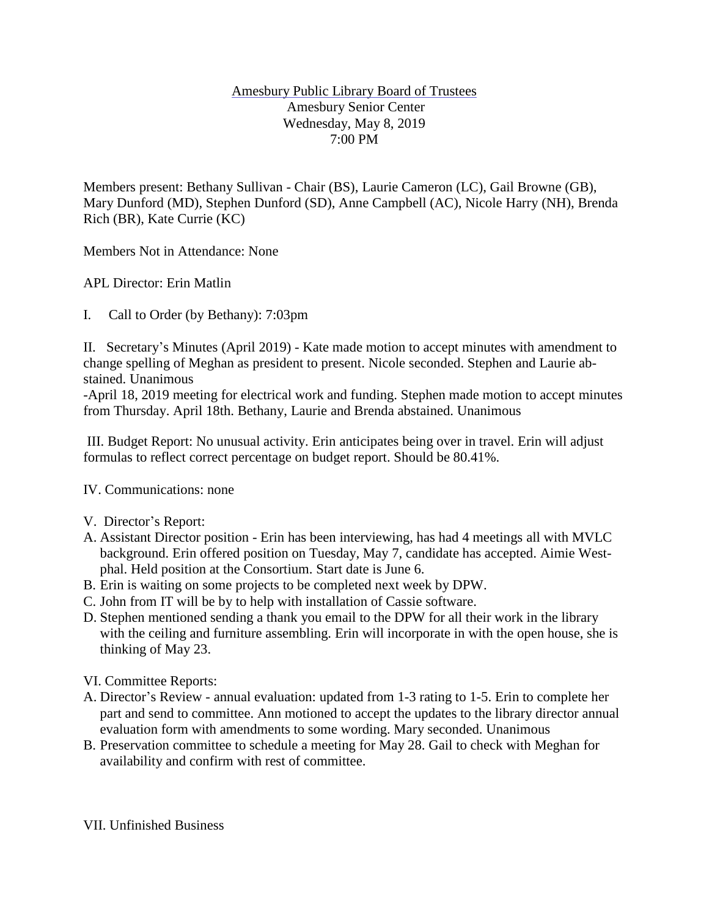Amesbury Public Library Board of Trustees
Amesbury Senior Center
Wednesday, May 8, 2019
7:00 PM

Members present: Bethany Sullivan - Chair (BS), Laurie Cameron (LC), Gail Browne (GB), Mary Dunford (MD), Stephen Dunford (SD), Anne Campbell (AC), Nicole Harry (NH), Brenda Rich (BR), Kate Currie (KC)

Members Not in Attendance: None

APL Director: Erin Matlin

I. Call to Order (by Bethany): 7:03pm

II. Secretary's Minutes (April 2019) - Kate made motion to accept minutes with amendment to change spelling of Meghan as president to present. Nicole seconded. Stephen and Laurie abstained. Unanimous
-April 18, 2019 meeting for electrical work and funding. Stephen made motion to accept minutes from Thursday. April 18th. Bethany, Laurie and Brenda abstained. Unanimous

III. Budget Report: No unusual activity. Erin anticipates being over in travel. Erin will adjust formulas to reflect correct percentage on budget report. Should be 80.41%.

IV. Communications: none

V. Director's Report:

A. Assistant Director position - Erin has been interviewing, has had 4 meetings all with MVLC background. Erin offered position on Tuesday, May 7, candidate has accepted. Aimie Westphal. Held position at the Consortium. Start date is June 6.
B. Erin is waiting on some projects to be completed next week by DPW.
C. John from IT will be by to help with installation of Cassie software.
D. Stephen mentioned sending a thank you email to the DPW for all their work in the library with the ceiling and furniture assembling. Erin will incorporate in with the open house, she is thinking of May 23.

VI. Committee Reports:

A. Director's Review - annual evaluation: updated from 1-3 rating to 1-5. Erin to complete her part and send to committee. Ann motioned to accept the updates to the library director annual evaluation form with amendments to some wording. Mary seconded. Unanimous
B. Preservation committee to schedule a meeting for May 28. Gail to check with Meghan for availability and confirm with rest of committee.

VII. Unfinished Business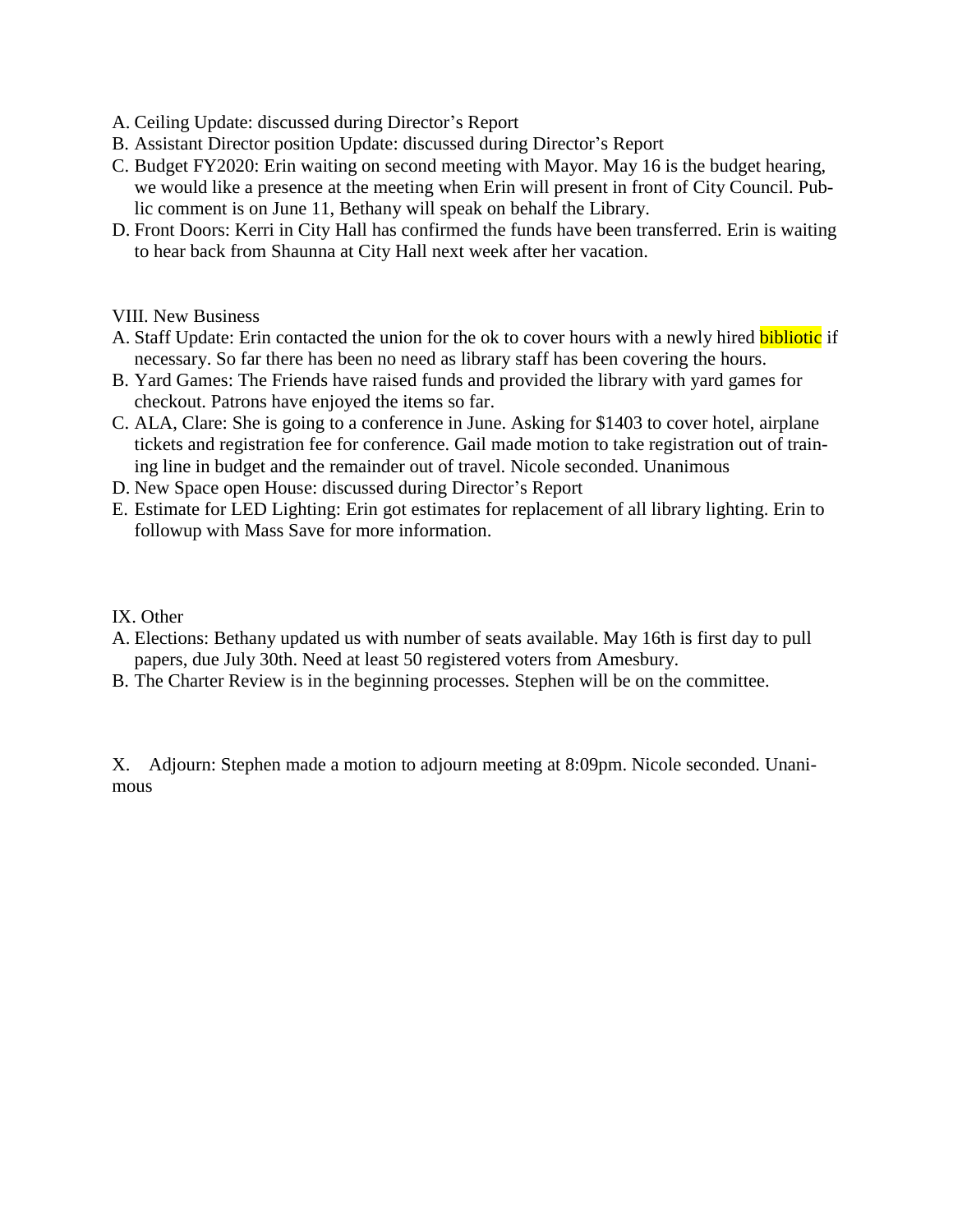A. Ceiling Update: discussed during Director's Report
B. Assistant Director position Update: discussed during Director's Report
C. Budget FY2020: Erin waiting on second meeting with Mayor. May 16 is the budget hearing, we would like a presence at the meeting when Erin will present in front of City Council. Public comment is on June 11, Bethany will speak on behalf the Library.
D. Front Doors: Kerri in City Hall has confirmed the funds have been transferred. Erin is waiting to hear back from Shaunna at City Hall next week after her vacation.

VIII. New Business

A. Staff Update: Erin contacted the union for the ok to cover hours with a newly hired bibliotic if necessary. So far there has been no need as library staff has been covering the hours.
B. Yard Games: The Friends have raised funds and provided the library with yard games for checkout. Patrons have enjoyed the items so far.
C. ALA, Clare: She is going to a conference in June. Asking for $1403 to cover hotel, airplane tickets and registration fee for conference. Gail made motion to take registration out of training line in budget and the remainder out of travel. Nicole seconded. Unanimous
D. New Space open House: discussed during Director's Report
E. Estimate for LED Lighting: Erin got estimates for replacement of all library lighting. Erin to followup with Mass Save for more information.

IX. Other

A. Elections: Bethany updated us with number of seats available. May 16th is first day to pull papers, due July 30th. Need at least 50 registered voters from Amesbury.
B. The Charter Review is in the beginning processes. Stephen will be on the committee.

X. Adjourn: Stephen made a motion to adjourn meeting at 8:09pm. Nicole seconded. Unanimous